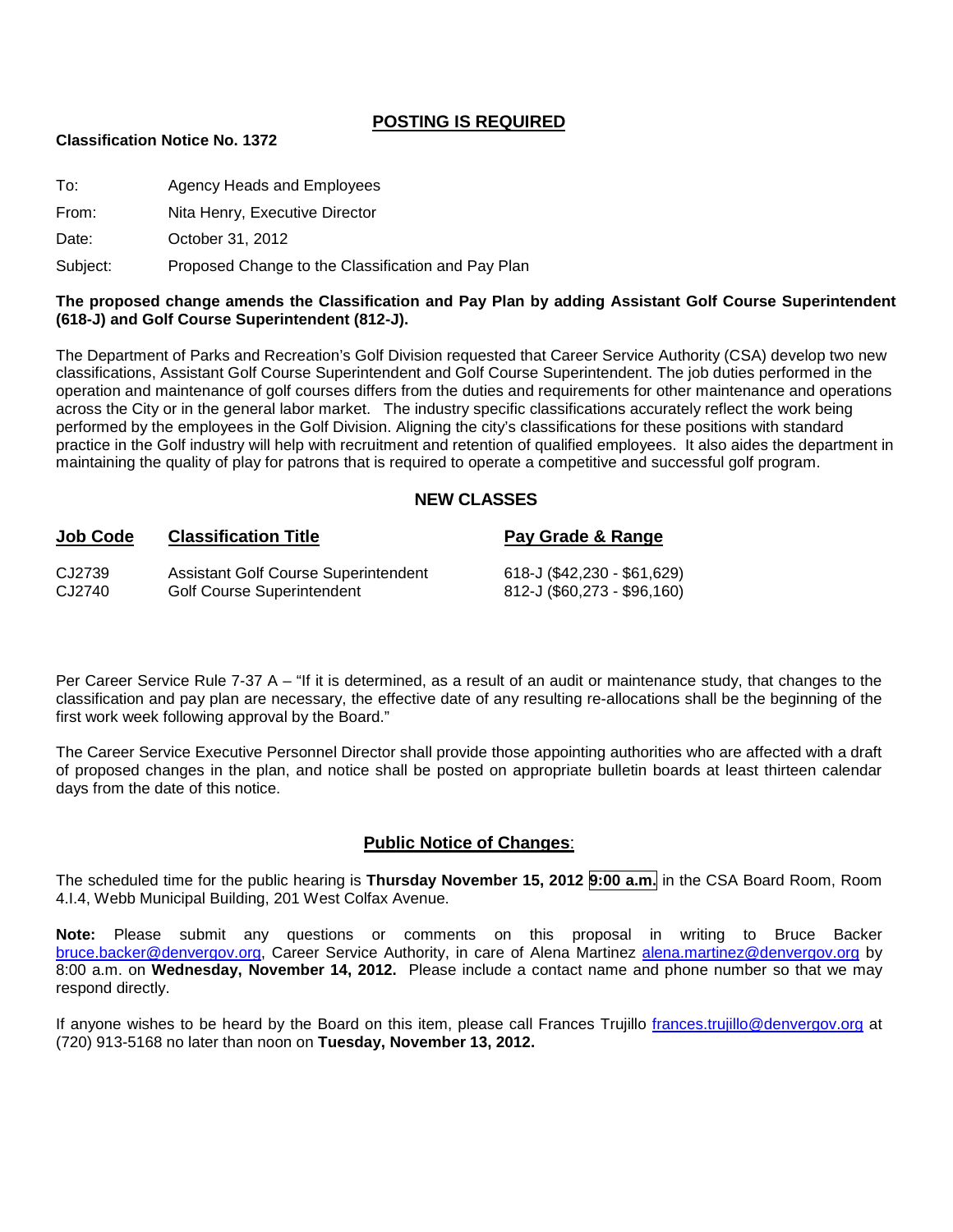## POSTING IS REQUIRED

**Classification Notice No. 1372**

To: Agency Heads and Employees

From: Nita Henry, Executive Director

Date: October 31, 2012

Subject: Proposed Change to the Classification and Pay Plan

**The proposed change amends the Classification and Pay Plan by adding Assistant Golf Course Superintendent (618-J) and Golf Course Superintendent (812-J).**

The Department of Parks and Recreation's Golf Division requested that Career Service Authority (CSA) develop two new classifications, Assistant Golf Course Superintendent and Golf Course Superintendent. The job duties performed in the operation and maintenance of golf courses differs from the duties and requirements for other maintenance and operations across the City or in the general labor market. The industry specific classifications accurately reflect the work being performed by the employees in the Golf Division. Aligning the city's classifications for these positions with standard practice in the Golf industry will help with recruitment and retention of qualified employees. It also aides the department in maintaining the quality of play for patrons that is required to operate a competitive and successful golf program.

### NEW CLASSES

| Job Code | Classification Title | Pay Grade & Range |
|---|---|---|
| CJ2739 | Assistant Golf Course Superintendent | 618-J ($42,230 - $61,629) |
| CJ2740 | Golf Course Superintendent | 812-J ($60,273 - $96,160) |

Per Career Service Rule 7-37 A – "If it is determined, as a result of an audit or maintenance study, that changes to the classification and pay plan are necessary, the effective date of any resulting re-allocations shall be the beginning of the first work week following approval by the Board."

The Career Service Executive Personnel Director shall provide those appointing authorities who are affected with a draft of proposed changes in the plan, and notice shall be posted on appropriate bulletin boards at least thirteen calendar days from the date of this notice.

### Public Notice of Changes:

The scheduled time for the public hearing is **Thursday November 15, 2012 9:00 a.m.** in the CSA Board Room, Room 4.I.4, Webb Municipal Building, 201 West Colfax Avenue.

**Note:** Please submit any questions or comments on this proposal in writing to Bruce Backer bruce.backer@denvergov.org, Career Service Authority, in care of Alena Martinez alena.martinez@denvergov.org by 8:00 a.m. on **Wednesday, November 14, 2012.** Please include a contact name and phone number so that we may respond directly.

If anyone wishes to be heard by the Board on this item, please call Frances Trujillo frances.trujillo@denvergov.org at (720) 913-5168 no later than noon on **Tuesday, November 13, 2012.**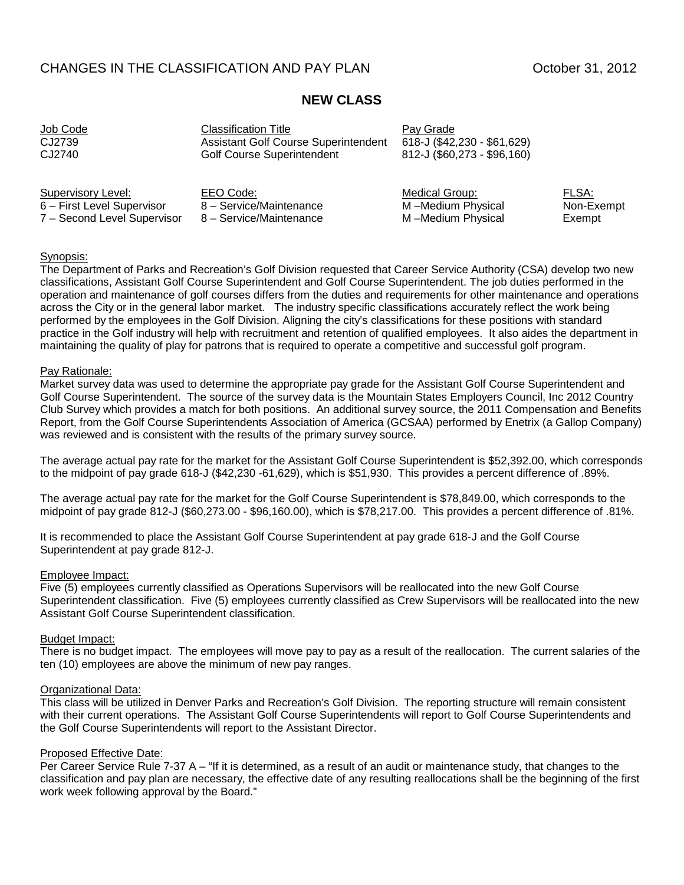CHANGES IN THE CLASSIFICATION AND PAY PLAN October 31, 2012

## NEW CLASS

| Job Code | Classification Title | Pay Grade |
|---|---|---|
| CJ2739 | Assistant Golf Course Superintendent | 618-J ($42,230 - $61,629) |
| CJ2740 | Golf Course Superintendent | 812-J ($60,273 - $96,160) |

| Supervisory Level: | EEO Code: | Medical Group: | FLSA: |
|---|---|---|---|
| 6 – First Level Supervisor | 8 – Service/Maintenance | M –Medium Physical | Non-Exempt |
| 7 – Second Level Supervisor | 8 – Service/Maintenance | M –Medium Physical | Exempt |

Synopsis:
The Department of Parks and Recreation's Golf Division requested that Career Service Authority (CSA) develop two new classifications, Assistant Golf Course Superintendent and Golf Course Superintendent. The job duties performed in the operation and maintenance of golf courses differs from the duties and requirements for other maintenance and operations across the City or in the general labor market. The industry specific classifications accurately reflect the work being performed by the employees in the Golf Division. Aligning the city's classifications for these positions with standard practice in the Golf industry will help with recruitment and retention of qualified employees. It also aides the department in maintaining the quality of play for patrons that is required to operate a competitive and successful golf program.

Pay Rationale:
Market survey data was used to determine the appropriate pay grade for the Assistant Golf Course Superintendent and Golf Course Superintendent. The source of the survey data is the Mountain States Employers Council, Inc 2012 Country Club Survey which provides a match for both positions. An additional survey source, the 2011 Compensation and Benefits Report, from the Golf Course Superintendents Association of America (GCSAA) performed by Enetrix (a Gallop Company) was reviewed and is consistent with the results of the primary survey source.

The average actual pay rate for the market for the Assistant Golf Course Superintendent is $52,392.00, which corresponds to the midpoint of pay grade 618-J ($42,230 -61,629), which is $51,930. This provides a percent difference of .89%.

The average actual pay rate for the market for the Golf Course Superintendent is $78,849.00, which corresponds to the midpoint of pay grade 812-J ($60,273.00 - $96,160.00), which is $78,217.00. This provides a percent difference of .81%.

It is recommended to place the Assistant Golf Course Superintendent at pay grade 618-J and the Golf Course Superintendent at pay grade 812-J.

Employee Impact:
Five (5) employees currently classified as Operations Supervisors will be reallocated into the new Golf Course Superintendent classification. Five (5) employees currently classified as Crew Supervisors will be reallocated into the new Assistant Golf Course Superintendent classification.

Budget Impact:
There is no budget impact. The employees will move pay to pay as a result of the reallocation. The current salaries of the ten (10) employees are above the minimum of new pay ranges.

Organizational Data:
This class will be utilized in Denver Parks and Recreation's Golf Division. The reporting structure will remain consistent with their current operations. The Assistant Golf Course Superintendents will report to Golf Course Superintendents and the Golf Course Superintendents will report to the Assistant Director.

Proposed Effective Date:
Per Career Service Rule 7-37 A – "If it is determined, as a result of an audit or maintenance study, that changes to the classification and pay plan are necessary, the effective date of any resulting reallocations shall be the beginning of the first work week following approval by the Board."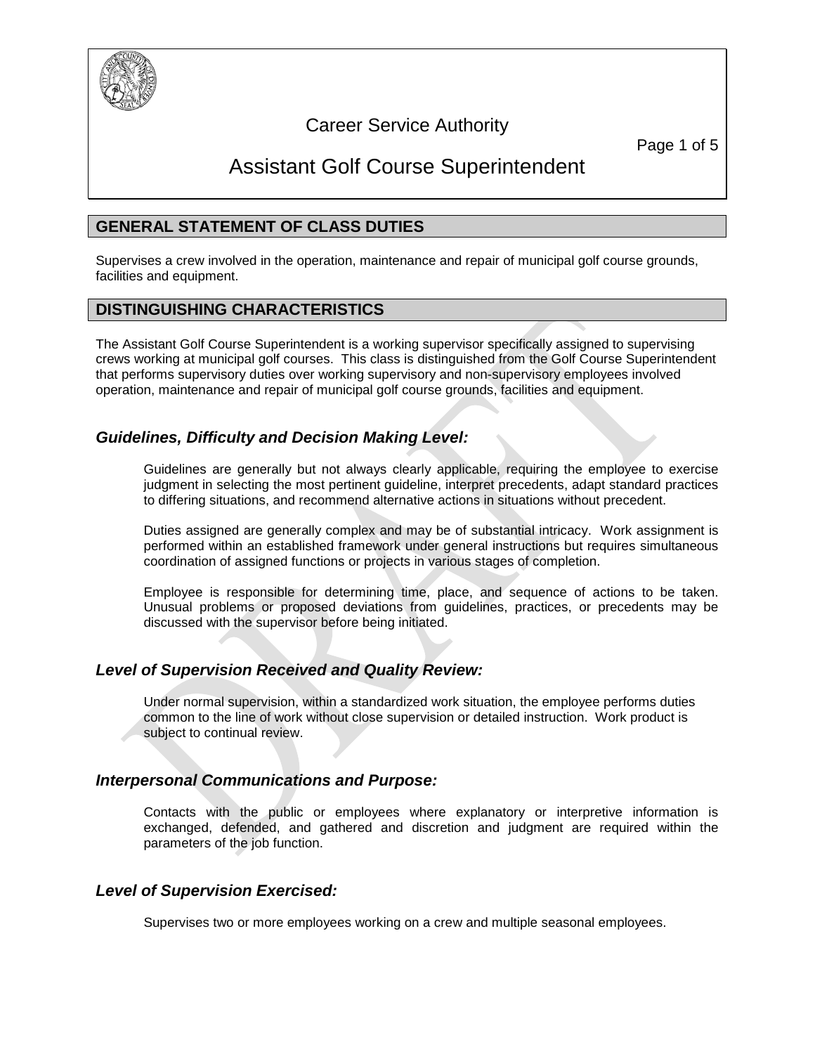# Career Service Authority

# Assistant Golf Course Superintendent

## GENERAL STATEMENT OF CLASS DUTIES

Supervises a crew involved in the operation, maintenance and repair of municipal golf course grounds, facilities and equipment.

## DISTINGUISHING CHARACTERISTICS

The Assistant Golf Course Superintendent is a working supervisor specifically assigned to supervising crews working at municipal golf courses. This class is distinguished from the Golf Course Superintendent that performs supervisory duties over working supervisory and non-supervisory employees involved operation, maintenance and repair of municipal golf course grounds, facilities and equipment.

### *Guidelines, Difficulty and Decision Making Level:*

Guidelines are generally but not always clearly applicable, requiring the employee to exercise judgment in selecting the most pertinent guideline, interpret precedents, adapt standard practices to differing situations, and recommend alternative actions in situations without precedent.

Duties assigned are generally complex and may be of substantial intricacy. Work assignment is performed within an established framework under general instructions but requires simultaneous coordination of assigned functions or projects in various stages of completion.

Employee is responsible for determining time, place, and sequence of actions to be taken. Unusual problems or proposed deviations from guidelines, practices, or precedents may be discussed with the supervisor before being initiated.

### *Level of Supervision Received and Quality Review:*

Under normal supervision, within a standardized work situation, the employee performs duties common to the line of work without close supervision or detailed instruction. Work product is subject to continual review.

### *Interpersonal Communications and Purpose:*

Contacts with the public or employees where explanatory or interpretive information is exchanged, defended, and gathered and discretion and judgment are required within the parameters of the job function.

### *Level of Supervision Exercised:*

Supervises two or more employees working on a crew and multiple seasonal employees.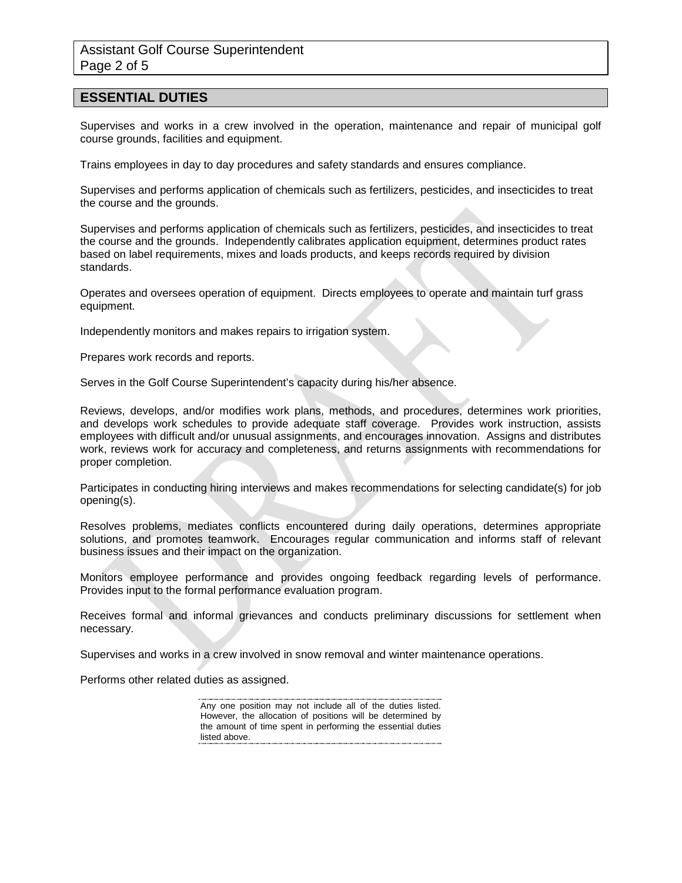## ESSENTIAL DUTIES

Supervises and works in a crew involved in the operation, maintenance and repair of municipal golf course grounds, facilities and equipment.

Trains employees in day to day procedures and safety standards and ensures compliance.

Supervises and performs application of chemicals such as fertilizers, pesticides, and insecticides to treat the course and the grounds.

Supervises and performs application of chemicals such as fertilizers, pesticides, and insecticides to treat the course and the grounds. Independently calibrates application equipment, determines product rates based on label requirements, mixes and loads products, and keeps records required by division standards.

Operates and oversees operation of equipment. Directs employees to operate and maintain turf grass equipment.

Independently monitors and makes repairs to irrigation system.

Prepares work records and reports.

Serves in the Golf Course Superintendent's capacity during his/her absence.

Reviews, develops, and/or modifies work plans, methods, and procedures, determines work priorities, and develops work schedules to provide adequate staff coverage. Provides work instruction, assists employees with difficult and/or unusual assignments, and encourages innovation. Assigns and distributes work, reviews work for accuracy and completeness, and returns assignments with recommendations for proper completion.

Participates in conducting hiring interviews and makes recommendations for selecting candidate(s) for job opening(s).

Resolves problems, mediates conflicts encountered during daily operations, determines appropriate solutions, and promotes teamwork. Encourages regular communication and informs staff of relevant business issues and their impact on the organization.

Monitors employee performance and provides ongoing feedback regarding levels of performance. Provides input to the formal performance evaluation program.

Receives formal and informal grievances and conducts preliminary discussions for settlement when necessary.

Supervises and works in a crew involved in snow removal and winter maintenance operations.

Performs other related duties as assigned.

Any one position may not include all of the duties listed. However, the allocation of positions will be determined by the amount of time spent in performing the essential duties listed above.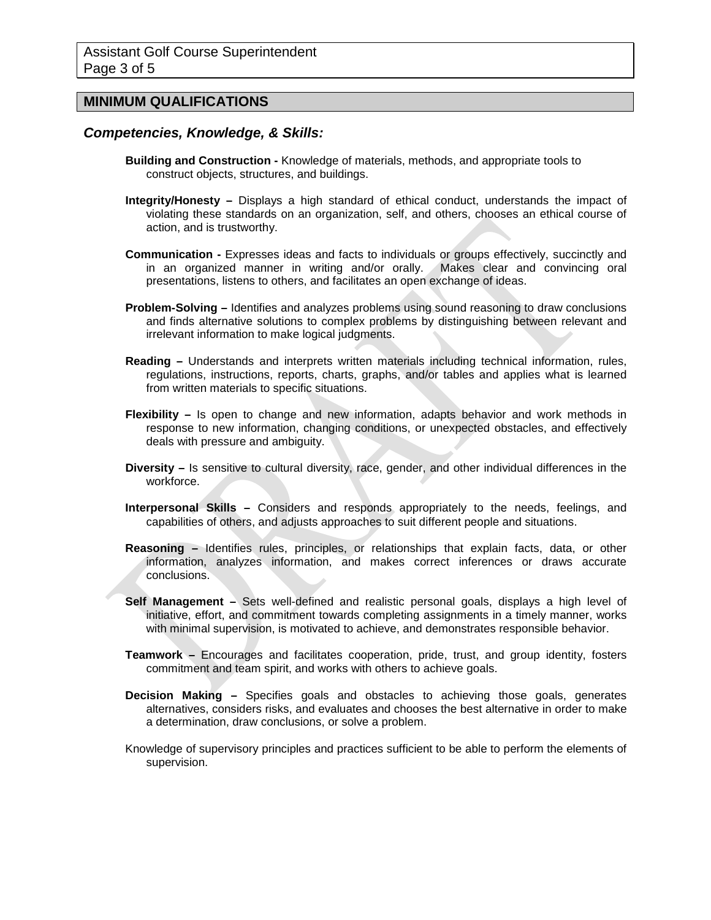## MINIMUM QUALIFICATIONS

### *Competencies, Knowledge, & Skills:*

**Building and Construction -** Knowledge of materials, methods, and appropriate tools to construct objects, structures, and buildings.

**Integrity/Honesty –** Displays a high standard of ethical conduct, understands the impact of violating these standards on an organization, self, and others, chooses an ethical course of action, and is trustworthy.

**Communication -** Expresses ideas and facts to individuals or groups effectively, succinctly and in an organized manner in writing and/or orally. Makes clear and convincing oral presentations, listens to others, and facilitates an open exchange of ideas.

**Problem-Solving –** Identifies and analyzes problems using sound reasoning to draw conclusions and finds alternative solutions to complex problems by distinguishing between relevant and irrelevant information to make logical judgments.

**Reading –** Understands and interprets written materials including technical information, rules, regulations, instructions, reports, charts, graphs, and/or tables and applies what is learned from written materials to specific situations.

**Flexibility –** Is open to change and new information, adapts behavior and work methods in response to new information, changing conditions, or unexpected obstacles, and effectively deals with pressure and ambiguity.

**Diversity –** Is sensitive to cultural diversity, race, gender, and other individual differences in the workforce.

**Interpersonal Skills –** Considers and responds appropriately to the needs, feelings, and capabilities of others, and adjusts approaches to suit different people and situations.

**Reasoning –** Identifies rules, principles, or relationships that explain facts, data, or other information, analyzes information, and makes correct inferences or draws accurate conclusions.

**Self Management –** Sets well-defined and realistic personal goals, displays a high level of initiative, effort, and commitment towards completing assignments in a timely manner, works with minimal supervision, is motivated to achieve, and demonstrates responsible behavior.

**Teamwork –** Encourages and facilitates cooperation, pride, trust, and group identity, fosters commitment and team spirit, and works with others to achieve goals.

**Decision Making –** Specifies goals and obstacles to achieving those goals, generates alternatives, considers risks, and evaluates and chooses the best alternative in order to make a determination, draw conclusions, or solve a problem.

Knowledge of supervisory principles and practices sufficient to be able to perform the elements of supervision.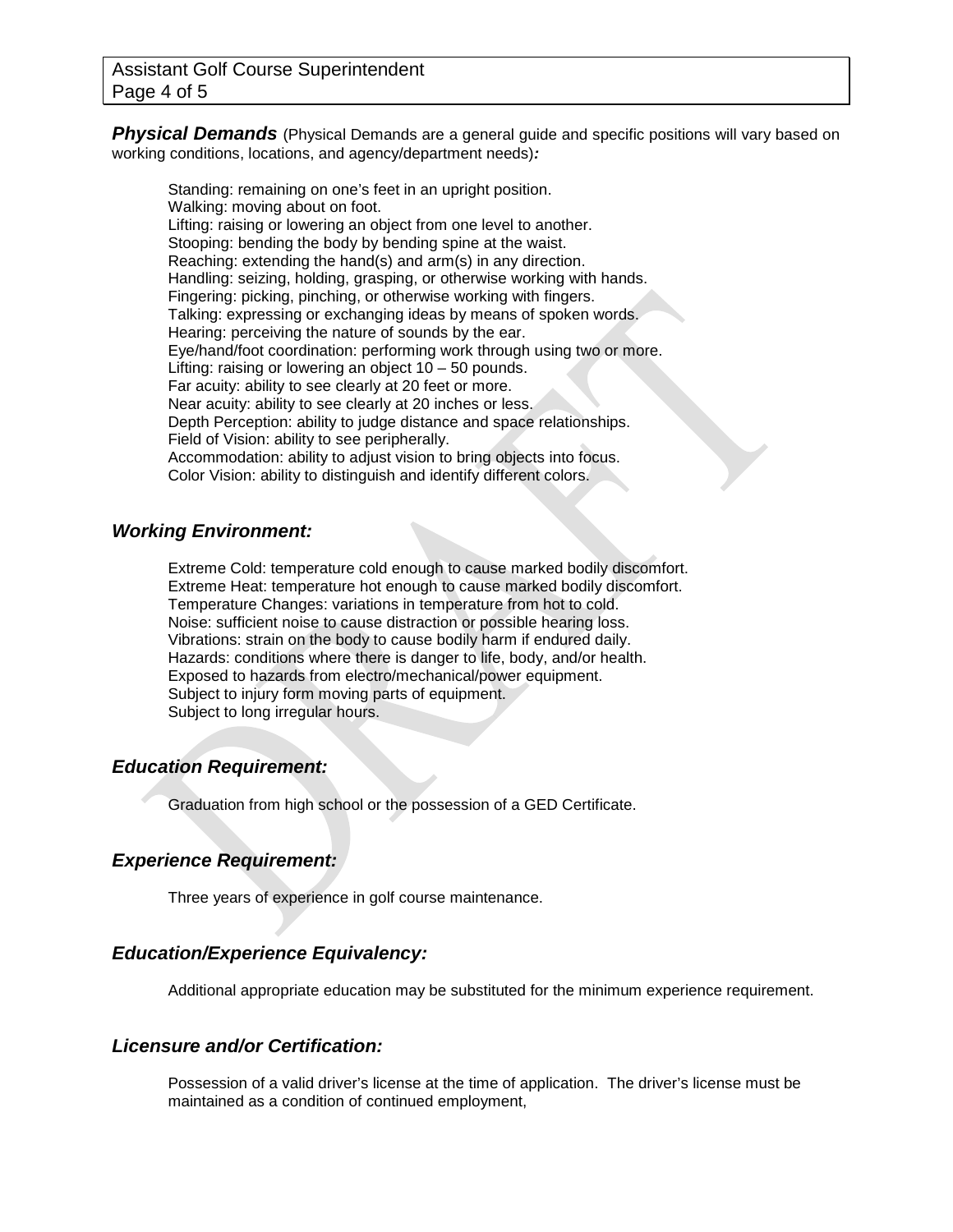***Physical Demands*** (Physical Demands are a general guide and specific positions will vary based on working conditions, locations, and agency/department needs)***:***

Standing: remaining on one's feet in an upright position.
Walking: moving about on foot.
Lifting: raising or lowering an object from one level to another.
Stooping: bending the body by bending spine at the waist.
Reaching: extending the hand(s) and arm(s) in any direction.
Handling: seizing, holding, grasping, or otherwise working with hands.
Fingering: picking, pinching, or otherwise working with fingers.
Talking: expressing or exchanging ideas by means of spoken words.
Hearing: perceiving the nature of sounds by the ear.
Eye/hand/foot coordination: performing work through using two or more.
Lifting: raising or lowering an object 10 – 50 pounds.
Far acuity: ability to see clearly at 20 feet or more.
Near acuity: ability to see clearly at 20 inches or less.
Depth Perception: ability to judge distance and space relationships.
Field of Vision: ability to see peripherally.
Accommodation: ability to adjust vision to bring objects into focus.
Color Vision: ability to distinguish and identify different colors.

## *Working Environment:*

Extreme Cold: temperature cold enough to cause marked bodily discomfort.
Extreme Heat: temperature hot enough to cause marked bodily discomfort.
Temperature Changes: variations in temperature from hot to cold.
Noise: sufficient noise to cause distraction or possible hearing loss.
Vibrations: strain on the body to cause bodily harm if endured daily.
Hazards: conditions where there is danger to life, body, and/or health.
Exposed to hazards from electro/mechanical/power equipment.
Subject to injury form moving parts of equipment.
Subject to long irregular hours.

## *Education Requirement:*

Graduation from high school or the possession of a GED Certificate.

## *Experience Requirement:*

Three years of experience in golf course maintenance.

## *Education/Experience Equivalency:*

Additional appropriate education may be substituted for the minimum experience requirement.

## *Licensure and/or Certification:*

Possession of a valid driver's license at the time of application. The driver's license must be maintained as a condition of continued employment,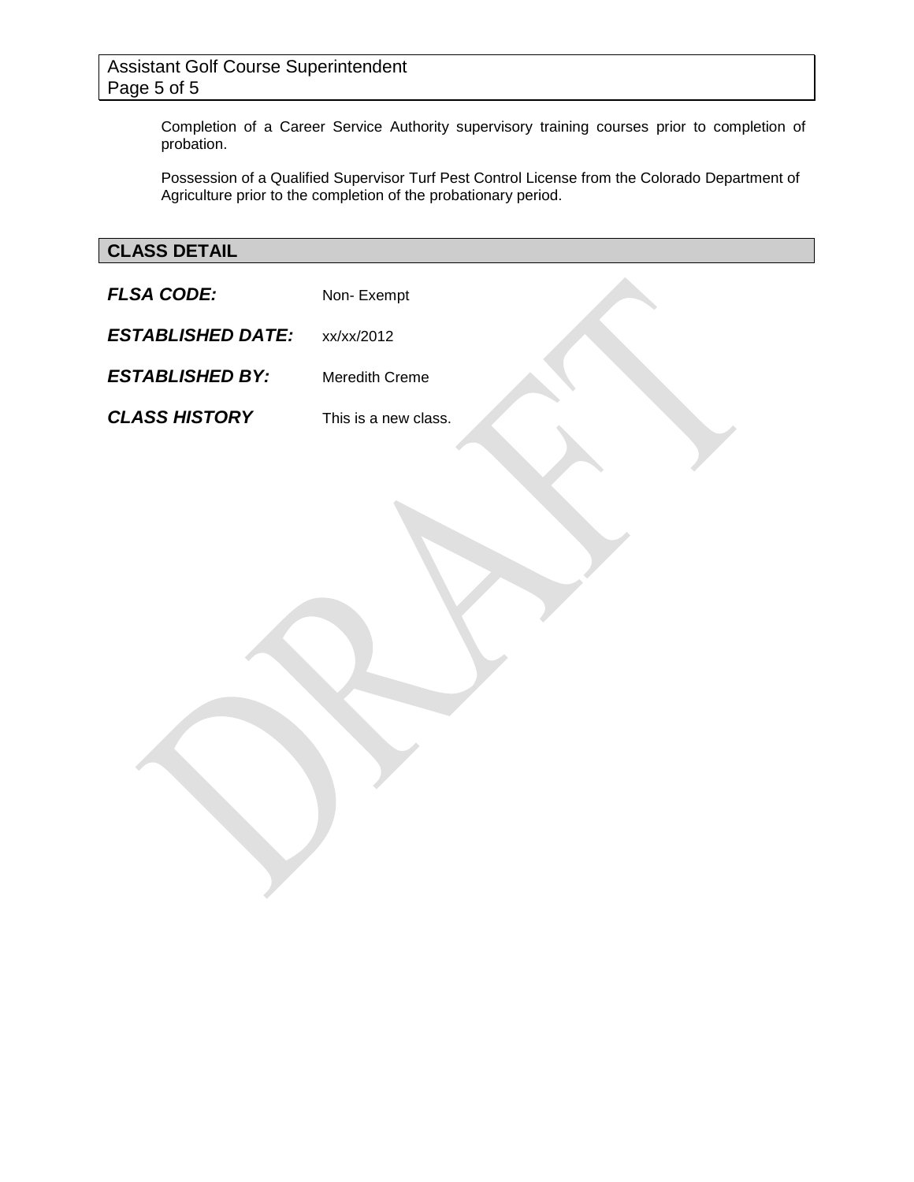Completion of a Career Service Authority supervisory training courses prior to completion of probation.

Possession of a Qualified Supervisor Turf Pest Control License from the Colorado Department of Agriculture prior to the completion of the probationary period.

## CLASS DETAIL

***FLSA CODE:*** Non- Exempt

***ESTABLISHED DATE:*** xx/xx/2012

***ESTABLISHED BY:*** Meredith Creme

***CLASS HISTORY*** This is a new class.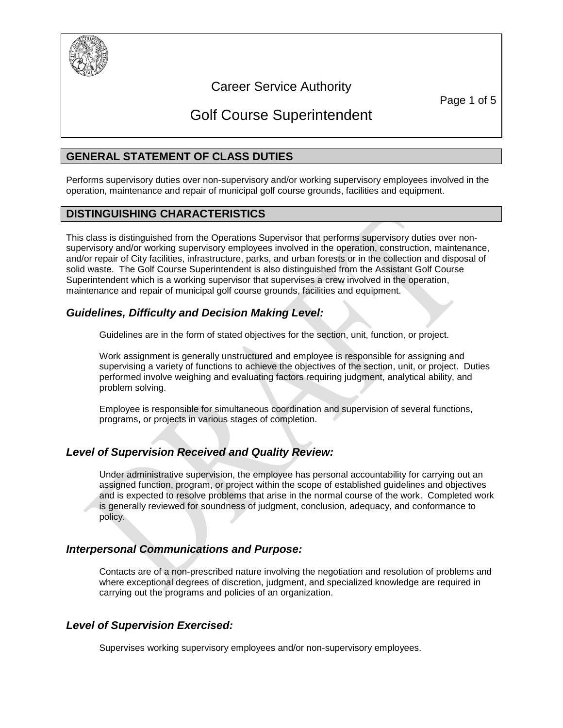# Career Service Authority

# Golf Course Superintendent

## GENERAL STATEMENT OF CLASS DUTIES

Performs supervisory duties over non-supervisory and/or working supervisory employees involved in the operation, maintenance and repair of municipal golf course grounds, facilities and equipment.

## DISTINGUISHING CHARACTERISTICS

This class is distinguished from the Operations Supervisor that performs supervisory duties over non-supervisory and/or working supervisory employees involved in the operation, construction, maintenance, and/or repair of City facilities, infrastructure, parks, and urban forests or in the collection and disposal of solid waste. The Golf Course Superintendent is also distinguished from the Assistant Golf Course Superintendent which is a working supervisor that supervises a crew involved in the operation, maintenance and repair of municipal golf course grounds, facilities and equipment.

### *Guidelines, Difficulty and Decision Making Level:*

Guidelines are in the form of stated objectives for the section, unit, function, or project.

Work assignment is generally unstructured and employee is responsible for assigning and supervising a variety of functions to achieve the objectives of the section, unit, or project. Duties performed involve weighing and evaluating factors requiring judgment, analytical ability, and problem solving.

Employee is responsible for simultaneous coordination and supervision of several functions, programs, or projects in various stages of completion.

### *Level of Supervision Received and Quality Review:*

Under administrative supervision, the employee has personal accountability for carrying out an assigned function, program, or project within the scope of established guidelines and objectives and is expected to resolve problems that arise in the normal course of the work. Completed work is generally reviewed for soundness of judgment, conclusion, adequacy, and conformance to policy.

### *Interpersonal Communications and Purpose:*

Contacts are of a non-prescribed nature involving the negotiation and resolution of problems and where exceptional degrees of discretion, judgment, and specialized knowledge are required in carrying out the programs and policies of an organization.

### *Level of Supervision Exercised:*

Supervises working supervisory employees and/or non-supervisory employees.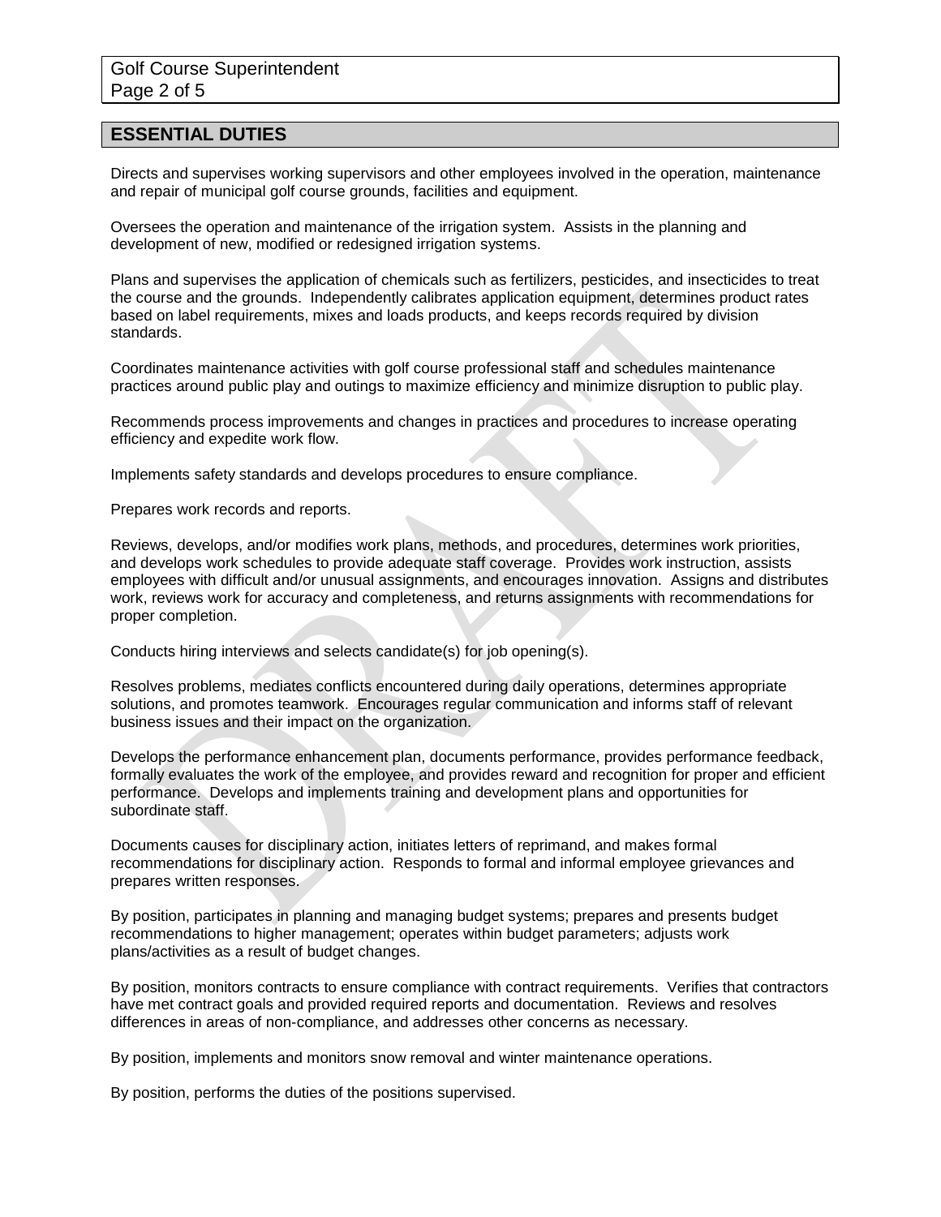## ESSENTIAL DUTIES

Directs and supervises working supervisors and other employees involved in the operation, maintenance and repair of municipal golf course grounds, facilities and equipment.

Oversees the operation and maintenance of the irrigation system. Assists in the planning and development of new, modified or redesigned irrigation systems.

Plans and supervises the application of chemicals such as fertilizers, pesticides, and insecticides to treat the course and the grounds. Independently calibrates application equipment, determines product rates based on label requirements, mixes and loads products, and keeps records required by division standards.

Coordinates maintenance activities with golf course professional staff and schedules maintenance practices around public play and outings to maximize efficiency and minimize disruption to public play.

Recommends process improvements and changes in practices and procedures to increase operating efficiency and expedite work flow.

Implements safety standards and develops procedures to ensure compliance.

Prepares work records and reports.

Reviews, develops, and/or modifies work plans, methods, and procedures, determines work priorities, and develops work schedules to provide adequate staff coverage. Provides work instruction, assists employees with difficult and/or unusual assignments, and encourages innovation. Assigns and distributes work, reviews work for accuracy and completeness, and returns assignments with recommendations for proper completion.

Conducts hiring interviews and selects candidate(s) for job opening(s).

Resolves problems, mediates conflicts encountered during daily operations, determines appropriate solutions, and promotes teamwork. Encourages regular communication and informs staff of relevant business issues and their impact on the organization.

Develops the performance enhancement plan, documents performance, provides performance feedback, formally evaluates the work of the employee, and provides reward and recognition for proper and efficient performance. Develops and implements training and development plans and opportunities for subordinate staff.

Documents causes for disciplinary action, initiates letters of reprimand, and makes formal recommendations for disciplinary action. Responds to formal and informal employee grievances and prepares written responses.

By position, participates in planning and managing budget systems; prepares and presents budget recommendations to higher management; operates within budget parameters; adjusts work plans/activities as a result of budget changes.

By position, monitors contracts to ensure compliance with contract requirements. Verifies that contractors have met contract goals and provided required reports and documentation. Reviews and resolves differences in areas of non-compliance, and addresses other concerns as necessary.

By position, implements and monitors snow removal and winter maintenance operations.

By position, performs the duties of the positions supervised.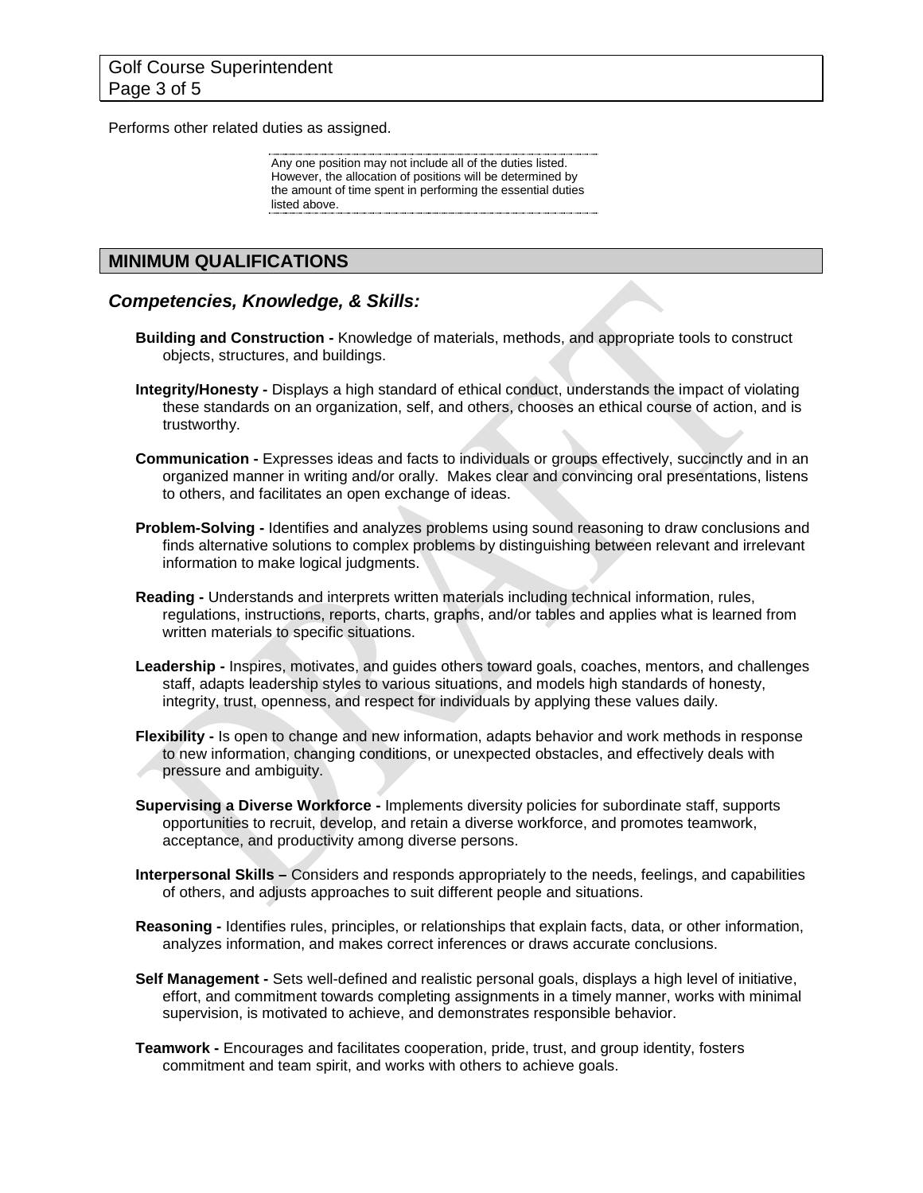Performs other related duties as assigned.

> Any one position may not include all of the duties listed. However, the allocation of positions will be determined by the amount of time spent in performing the essential duties listed above.

## MINIMUM QUALIFICATIONS

### *Competencies, Knowledge, & Skills:*

**Building and Construction -** Knowledge of materials, methods, and appropriate tools to construct objects, structures, and buildings.

**Integrity/Honesty -** Displays a high standard of ethical conduct, understands the impact of violating these standards on an organization, self, and others, chooses an ethical course of action, and is trustworthy.

**Communication -** Expresses ideas and facts to individuals or groups effectively, succinctly and in an organized manner in writing and/or orally. Makes clear and convincing oral presentations, listens to others, and facilitates an open exchange of ideas.

**Problem-Solving -** Identifies and analyzes problems using sound reasoning to draw conclusions and finds alternative solutions to complex problems by distinguishing between relevant and irrelevant information to make logical judgments.

**Reading -** Understands and interprets written materials including technical information, rules, regulations, instructions, reports, charts, graphs, and/or tables and applies what is learned from written materials to specific situations.

**Leadership -** Inspires, motivates, and guides others toward goals, coaches, mentors, and challenges staff, adapts leadership styles to various situations, and models high standards of honesty, integrity, trust, openness, and respect for individuals by applying these values daily.

**Flexibility -** Is open to change and new information, adapts behavior and work methods in response to new information, changing conditions, or unexpected obstacles, and effectively deals with pressure and ambiguity.

**Supervising a Diverse Workforce -** Implements diversity policies for subordinate staff, supports opportunities to recruit, develop, and retain a diverse workforce, and promotes teamwork, acceptance, and productivity among diverse persons.

**Interpersonal Skills –** Considers and responds appropriately to the needs, feelings, and capabilities of others, and adjusts approaches to suit different people and situations.

**Reasoning -** Identifies rules, principles, or relationships that explain facts, data, or other information, analyzes information, and makes correct inferences or draws accurate conclusions.

**Self Management -** Sets well-defined and realistic personal goals, displays a high level of initiative, effort, and commitment towards completing assignments in a timely manner, works with minimal supervision, is motivated to achieve, and demonstrates responsible behavior.

**Teamwork -** Encourages and facilitates cooperation, pride, trust, and group identity, fosters commitment and team spirit, and works with others to achieve goals.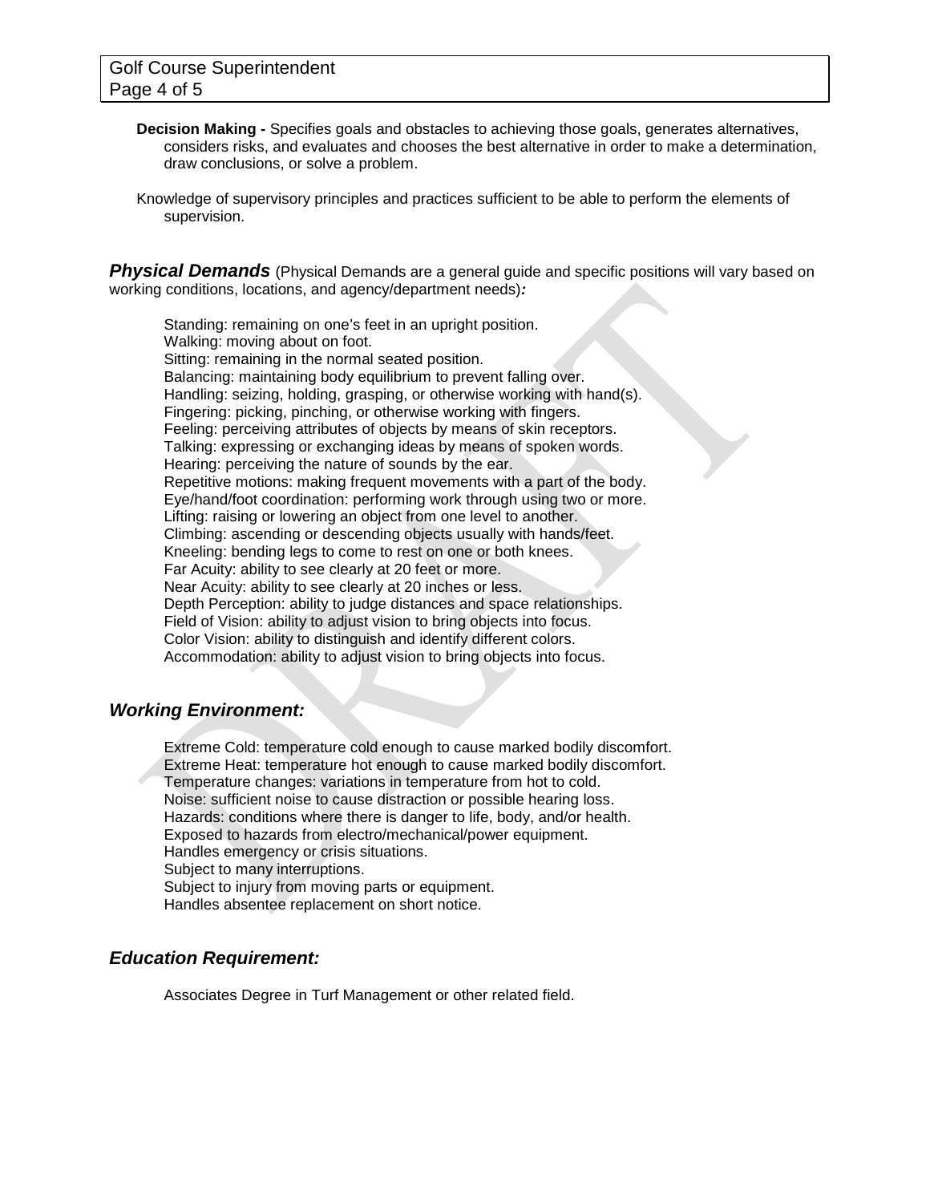**Decision Making -** Specifies goals and obstacles to achieving those goals, generates alternatives, considers risks, and evaluates and chooses the best alternative in order to make a determination, draw conclusions, or solve a problem.

Knowledge of supervisory principles and practices sufficient to be able to perform the elements of supervision.

***Physical Demands*** (Physical Demands are a general guide and specific positions will vary based on working conditions, locations, and agency/department needs)***:***

Standing: remaining on one's feet in an upright position.
Walking: moving about on foot.
Sitting: remaining in the normal seated position.
Balancing: maintaining body equilibrium to prevent falling over.
Handling: seizing, holding, grasping, or otherwise working with hand(s).
Fingering: picking, pinching, or otherwise working with fingers.
Feeling: perceiving attributes of objects by means of skin receptors.
Talking: expressing or exchanging ideas by means of spoken words.
Hearing: perceiving the nature of sounds by the ear.
Repetitive motions: making frequent movements with a part of the body.
Eye/hand/foot coordination: performing work through using two or more.
Lifting: raising or lowering an object from one level to another.
Climbing: ascending or descending objects usually with hands/feet.
Kneeling: bending legs to come to rest on one or both knees.
Far Acuity: ability to see clearly at 20 feet or more.
Near Acuity: ability to see clearly at 20 inches or less.
Depth Perception: ability to judge distances and space relationships.
Field of Vision: ability to adjust vision to bring objects into focus.
Color Vision: ability to distinguish and identify different colors.
Accommodation: ability to adjust vision to bring objects into focus.

## *Working Environment:*

Extreme Cold: temperature cold enough to cause marked bodily discomfort.
Extreme Heat: temperature hot enough to cause marked bodily discomfort.
Temperature changes: variations in temperature from hot to cold.
Noise: sufficient noise to cause distraction or possible hearing loss.
Hazards: conditions where there is danger to life, body, and/or health.
Exposed to hazards from electro/mechanical/power equipment.
Handles emergency or crisis situations.
Subject to many interruptions.
Subject to injury from moving parts or equipment.
Handles absentee replacement on short notice.

## *Education Requirement:*

Associates Degree in Turf Management or other related field.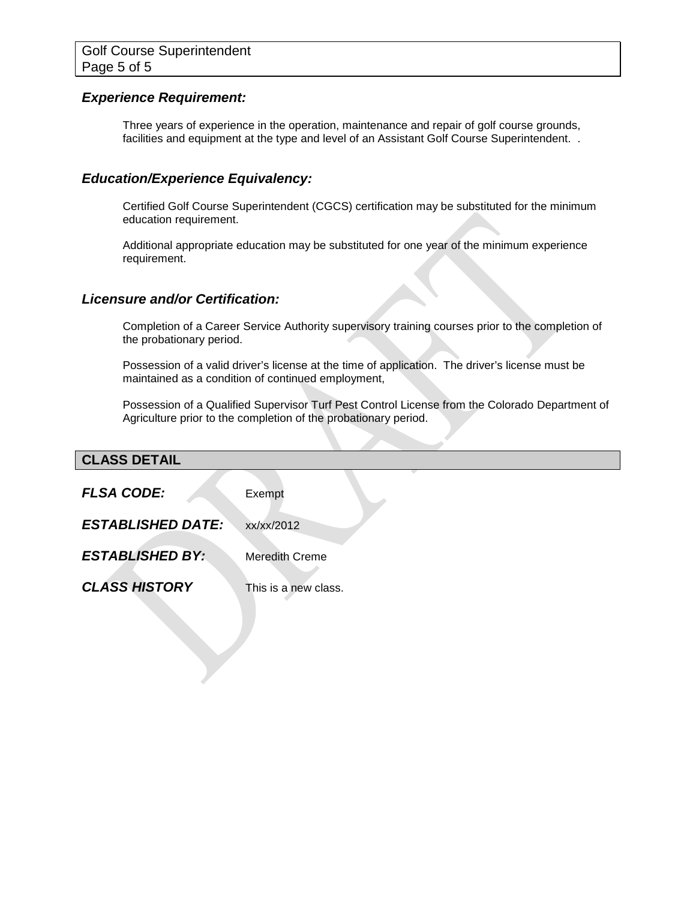### *Experience Requirement:*

Three years of experience in the operation, maintenance and repair of golf course grounds, facilities and equipment at the type and level of an Assistant Golf Course Superintendent. .

### *Education/Experience Equivalency:*

Certified Golf Course Superintendent (CGCS) certification may be substituted for the minimum education requirement.

Additional appropriate education may be substituted for one year of the minimum experience requirement.

### *Licensure and/or Certification:*

Completion of a Career Service Authority supervisory training courses prior to the completion of the probationary period.

Possession of a valid driver's license at the time of application. The driver's license must be maintained as a condition of continued employment,

Possession of a Qualified Supervisor Turf Pest Control License from the Colorado Department of Agriculture prior to the completion of the probationary period.

## CLASS DETAIL

***FLSA CODE:*** Exempt

***ESTABLISHED DATE:*** xx/xx/2012

***ESTABLISHED BY:*** Meredith Creme

***CLASS HISTORY*** This is a new class.